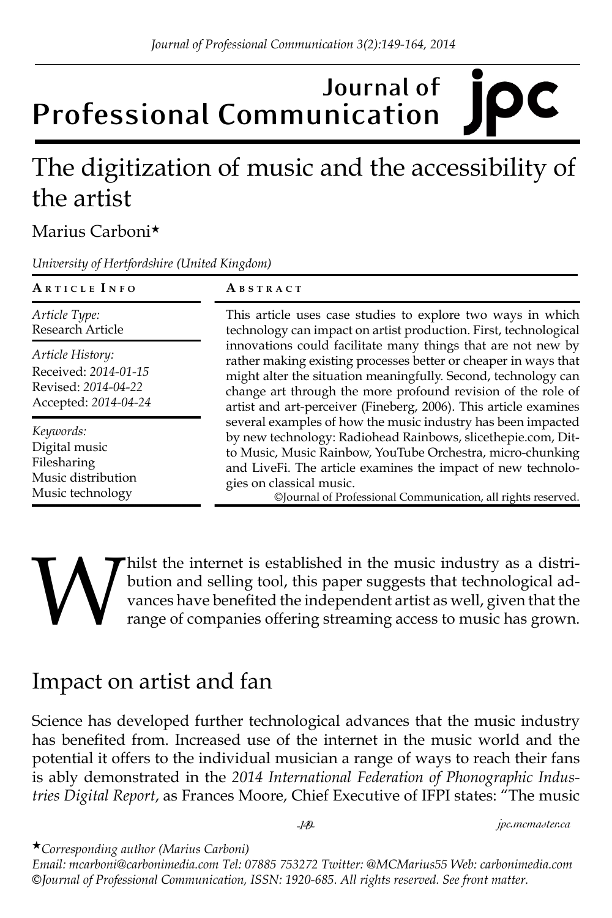# The digitization of music and the accessibility of the artist

Marius Carboni*

*University of Hertfordshire (United Kingdom)*

| ARTICLE INFO | ABSTRACT |
|---|---|
| *Article Type:* Research Article<br>*Article History:* Received: *2014-01-15* Revised: *2014-04-22* Accepted: *2014-04-24*<br>*Keywords:* Digital music, Filesharing, Music distribution, Music technology | This article uses case studies to explore two ways in which technology can impact on artist production. First, technological innovations could facilitate many things that are not new by rather making existing processes better or cheaper in ways that might alter the situation meaningfully. Second, technology can change art through the more profound revision of the role of artist and art-perceiver (Fineberg, 2006). This article examines several examples of how the music industry has been impacted by new technology: Radiohead Rainbows, slicethepie.com, Ditto Music, Music Rainbow, YouTube Orchestra, micro-chunking and LiveFi. The article examines the impact of new technologies on classical music.<br>©Journal of Professional Communication, all rights reserved. |

Whilst the internet is established in the music industry as a distribution and selling tool, this paper suggests that technological advances have benefited the independent artist as well, given that the range of companies offering streaming access to music has grown.

## Impact on artist and fan

Science has developed further technological advances that the music industry has benefited from. Increased use of the internet in the music world and the potential it offers to the individual musician a range of ways to reach their fans is ably demonstrated in the *2014 International Federation of Phonographic Industries Digital Report*, as Frances Moore, Chief Executive of IFPI states: "The music

*\*Corresponding author (Marius Carboni)*
*Email: mcarboni@carbonimedia.com Tel: 07885 753272 Twitter: @MCMarius55 Web: carbonimedia.com*
*©Journal of Professional Communication, ISSN: 1920-685. All rights reserved. See front matter.*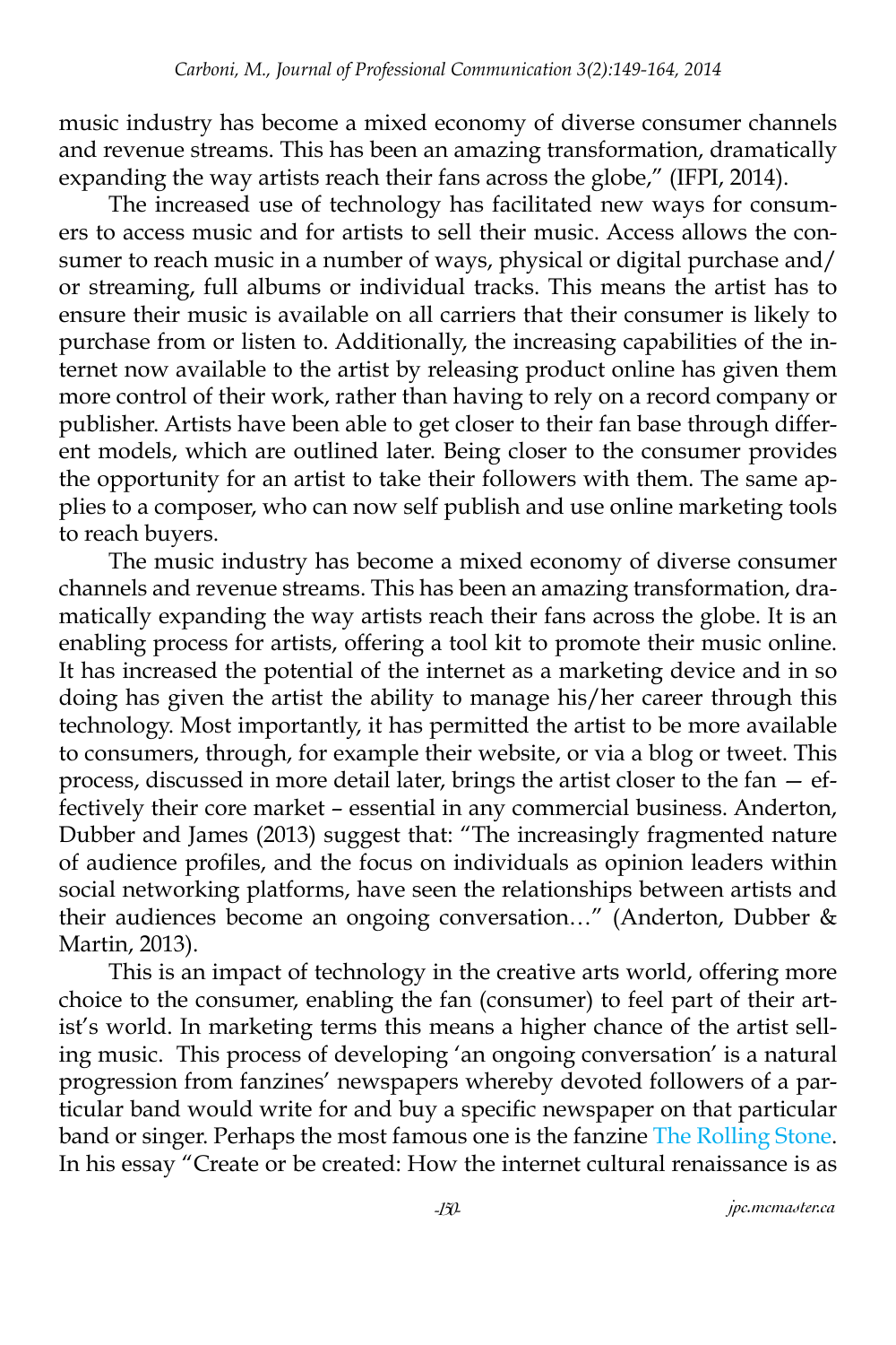music industry has become a mixed economy of diverse consumer channels and revenue streams. This has been an amazing transformation, dramatically expanding the way artists reach their fans across the globe," (IFPI, 2014).

The increased use of technology has facilitated new ways for consumers to access music and for artists to sell their music. Access allows the consumer to reach music in a number of ways, physical or digital purchase and/or streaming, full albums or individual tracks. This means the artist has to ensure their music is available on all carriers that their consumer is likely to purchase from or listen to. Additionally, the increasing capabilities of the internet now available to the artist by releasing product online has given them more control of their work, rather than having to rely on a record company or publisher. Artists have been able to get closer to their fan base through different models, which are outlined later. Being closer to the consumer provides the opportunity for an artist to take their followers with them. The same applies to a composer, who can now self publish and use online marketing tools to reach buyers.

The music industry has become a mixed economy of diverse consumer channels and revenue streams. This has been an amazing transformation, dramatically expanding the way artists reach their fans across the globe. It is an enabling process for artists, offering a tool kit to promote their music online. It has increased the potential of the internet as a marketing device and in so doing has given the artist the ability to manage his/her career through this technology. Most importantly, it has permitted the artist to be more available to consumers, through, for example their website, or via a blog or tweet. This process, discussed in more detail later, brings the artist closer to the fan — effectively their core market – essential in any commercial business. Anderton, Dubber and James (2013) suggest that: "The increasingly fragmented nature of audience profiles, and the focus on individuals as opinion leaders within social networking platforms, have seen the relationships between artists and their audiences become an ongoing conversation…" (Anderton, Dubber & Martin, 2013).

This is an impact of technology in the creative arts world, offering more choice to the consumer, enabling the fan (consumer) to feel part of their artist's world. In marketing terms this means a higher chance of the artist selling music. This process of developing 'an ongoing conversation' is a natural progression from fanzines' newspapers whereby devoted followers of a particular band would write for and buy a specific newspaper on that particular band or singer. Perhaps the most famous one is the fanzine The Rolling Stone. In his essay "Create or be created: How the internet cultural renaissance is as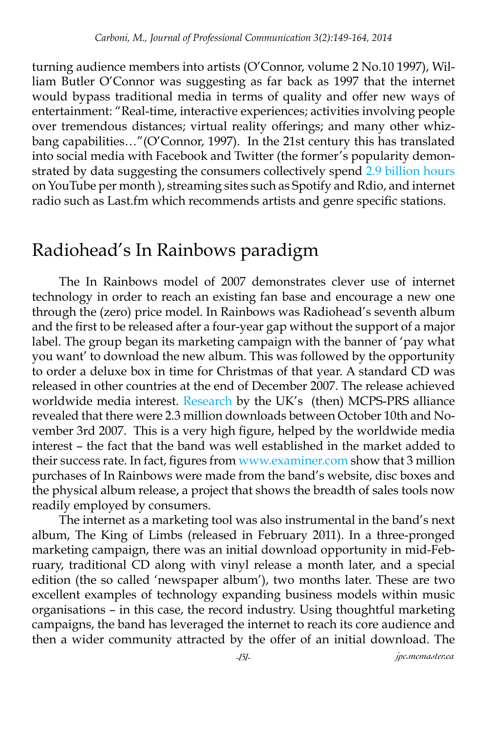turning audience members into artists (O'Connor, volume 2 No.10 1997), William Butler O'Connor was suggesting as far back as 1997 that the internet would bypass traditional media in terms of quality and offer new ways of entertainment: "Real-time, interactive experiences; activities involving people over tremendous distances; virtual reality offerings; and many other whiz-bang capabilities…"(O'Connor, 1997). In the 21st century this has translated into social media with Facebook and Twitter (the former's popularity demonstrated by data suggesting the consumers collectively spend 2.9 billion hours on YouTube per month ), streaming sites such as Spotify and Rdio, and internet radio such as Last.fm which recommends artists and genre specific stations.

## Radiohead's In Rainbows paradigm

The In Rainbows model of 2007 demonstrates clever use of internet technology in order to reach an existing fan base and encourage a new one through the (zero) price model. In Rainbows was Radiohead's seventh album and the first to be released after a four-year gap without the support of a major label. The group began its marketing campaign with the banner of 'pay what you want' to download the new album. This was followed by the opportunity to order a deluxe box in time for Christmas of that year. A standard CD was released in other countries at the end of December 2007. The release achieved worldwide media interest. Research by the UK's (then) MCPS-PRS alliance revealed that there were 2.3 million downloads between October 10th and November 3rd 2007. This is a very high figure, helped by the worldwide media interest – the fact that the band was well established in the market added to their success rate. In fact, figures from www.examiner.com show that 3 million purchases of In Rainbows were made from the band's website, disc boxes and the physical album release, a project that shows the breadth of sales tools now readily employed by consumers.

The internet as a marketing tool was also instrumental in the band's next album, The King of Limbs (released in February 2011). In a three-pronged marketing campaign, there was an initial download opportunity in mid-February, traditional CD along with vinyl release a month later, and a special edition (the so called 'newspaper album'), two months later. These are two excellent examples of technology expanding business models within music organisations – in this case, the record industry. Using thoughtful marketing campaigns, the band has leveraged the internet to reach its core audience and then a wider community attracted by the offer of an initial download. The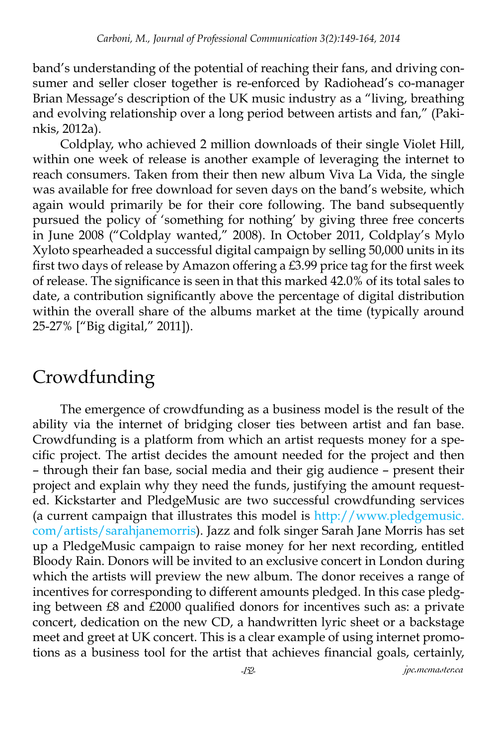band's understanding of the potential of reaching their fans, and driving consumer and seller closer together is re-enforced by Radiohead's co-manager Brian Message's description of the UK music industry as a "living, breathing and evolving relationship over a long period between artists and fan," (Pakinkis, 2012a).

Coldplay, who achieved 2 million downloads of their single Violet Hill, within one week of release is another example of leveraging the internet to reach consumers. Taken from their then new album Viva La Vida, the single was available for free download for seven days on the band's website, which again would primarily be for their core following. The band subsequently pursued the policy of 'something for nothing' by giving three free concerts in June 2008 ("Coldplay wanted," 2008). In October 2011, Coldplay's Mylo Xyloto spearheaded a successful digital campaign by selling 50,000 units in its first two days of release by Amazon offering a £3.99 price tag for the first week of release. The significance is seen in that this marked 42.0% of its total sales to date, a contribution significantly above the percentage of digital distribution within the overall share of the albums market at the time (typically around 25-27% ["Big digital," 2011]).

## Crowdfunding

The emergence of crowdfunding as a business model is the result of the ability via the internet of bridging closer ties between artist and fan base. Crowdfunding is a platform from which an artist requests money for a specific project. The artist decides the amount needed for the project and then – through their fan base, social media and their gig audience – present their project and explain why they need the funds, justifying the amount requested. Kickstarter and PledgeMusic are two successful crowdfunding services (a current campaign that illustrates this model is http://www.pledgemusic.com/artists/sarahjanemorris). Jazz and folk singer Sarah Jane Morris has set up a PledgeMusic campaign to raise money for her next recording, entitled Bloody Rain. Donors will be invited to an exclusive concert in London during which the artists will preview the new album. The donor receives a range of incentives for corresponding to different amounts pledged. In this case pledging between £8 and £2000 qualified donors for incentives such as: a private concert, dedication on the new CD, a handwritten lyric sheet or a backstage meet and greet at UK concert. This is a clear example of using internet promotions as a business tool for the artist that achieves financial goals, certainly,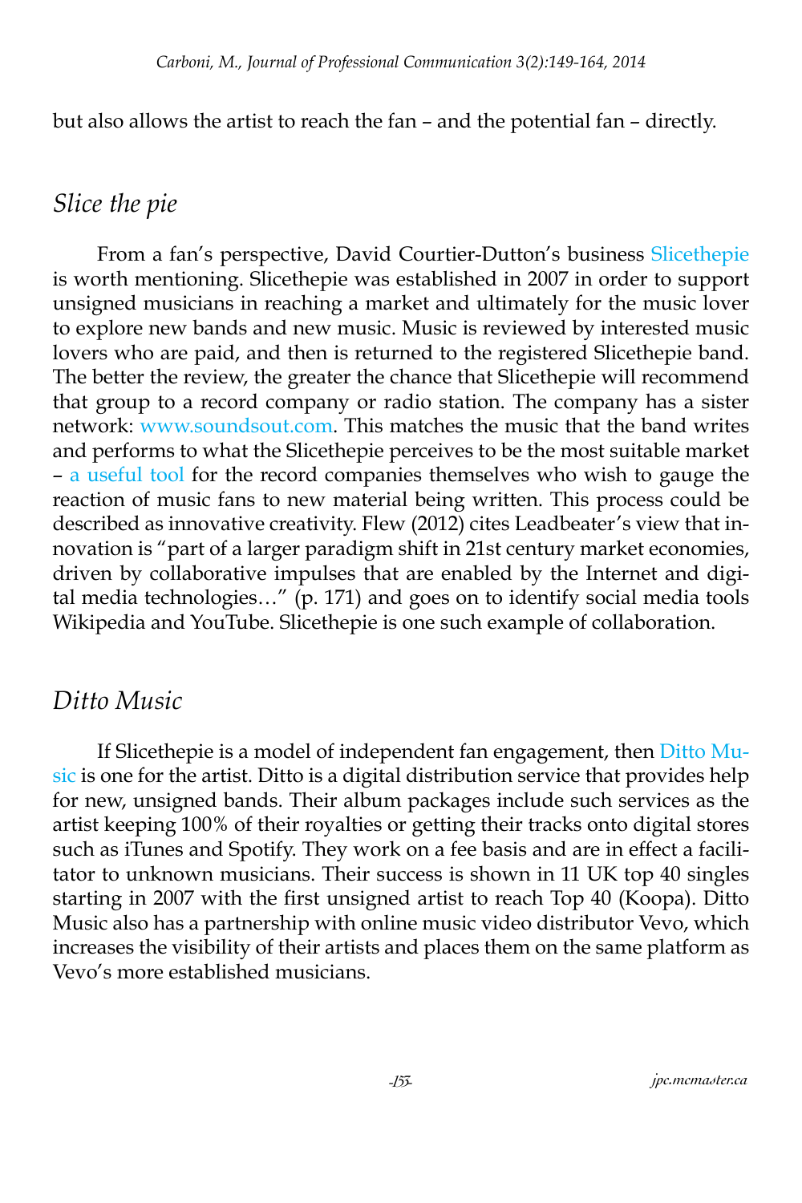but also allows the artist to reach the fan – and the potential fan – directly.

## *Slice the pie*

From a fan's perspective, David Courtier-Dutton's business Slicethepie is worth mentioning. Slicethepie was established in 2007 in order to support unsigned musicians in reaching a market and ultimately for the music lover to explore new bands and new music. Music is reviewed by interested music lovers who are paid, and then is returned to the registered Slicethepie band. The better the review, the greater the chance that Slicethepie will recommend that group to a record company or radio station. The company has a sister network: www.soundsout.com. This matches the music that the band writes and performs to what the Slicethepie perceives to be the most suitable market – a useful tool for the record companies themselves who wish to gauge the reaction of music fans to new material being written. This process could be described as innovative creativity. Flew (2012) cites Leadbeater's view that innovation is "part of a larger paradigm shift in 21st century market economies, driven by collaborative impulses that are enabled by the Internet and digital media technologies…" (p. 171) and goes on to identify social media tools Wikipedia and YouTube. Slicethepie is one such example of collaboration.

## *Ditto Music*

If Slicethepie is a model of independent fan engagement, then Ditto Music is one for the artist. Ditto is a digital distribution service that provides help for new, unsigned bands. Their album packages include such services as the artist keeping 100% of their royalties or getting their tracks onto digital stores such as iTunes and Spotify. They work on a fee basis and are in effect a facilitator to unknown musicians. Their success is shown in 11 UK top 40 singles starting in 2007 with the first unsigned artist to reach Top 40 (Koopa). Ditto Music also has a partnership with online music video distributor Vevo, which increases the visibility of their artists and places them on the same platform as Vevo's more established musicians.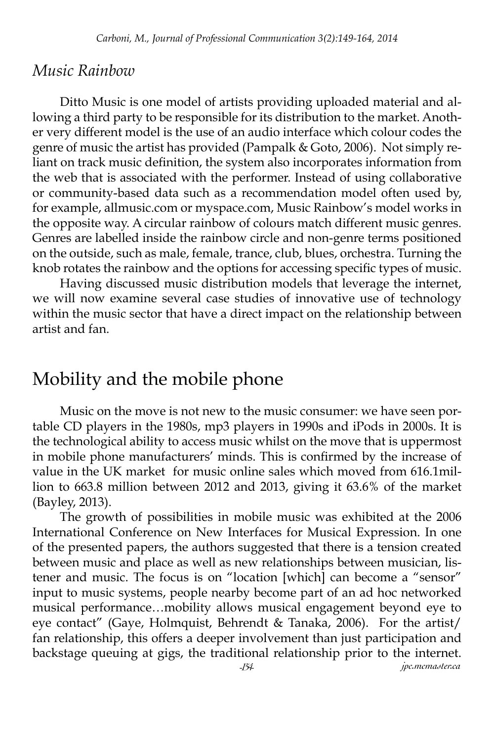### *Music Rainbow*

Ditto Music is one model of artists providing uploaded material and allowing a third party to be responsible for its distribution to the market. Another very different model is the use of an audio interface which colour codes the genre of music the artist has provided (Pampalk & Goto, 2006). Not simply reliant on track music definition, the system also incorporates information from the web that is associated with the performer. Instead of using collaborative or community-based data such as a recommendation model often used by, for example, allmusic.com or myspace.com, Music Rainbow's model works in the opposite way. A circular rainbow of colours match different music genres. Genres are labelled inside the rainbow circle and non-genre terms positioned on the outside, such as male, female, trance, club, blues, orchestra. Turning the knob rotates the rainbow and the options for accessing specific types of music.

Having discussed music distribution models that leverage the internet, we will now examine several case studies of innovative use of technology within the music sector that have a direct impact on the relationship between artist and fan.

## Mobility and the mobile phone

Music on the move is not new to the music consumer: we have seen portable CD players in the 1980s, mp3 players in 1990s and iPods in 2000s. It is the technological ability to access music whilst on the move that is uppermost in mobile phone manufacturers' minds. This is confirmed by the increase of value in the UK market for music online sales which moved from 616.1million to 663.8 million between 2012 and 2013, giving it 63.6% of the market (Bayley, 2013).

The growth of possibilities in mobile music was exhibited at the 2006 International Conference on New Interfaces for Musical Expression. In one of the presented papers, the authors suggested that there is a tension created between music and place as well as new relationships between musician, listener and music. The focus is on "location [which] can become a "sensor" input to music systems, people nearby become part of an ad hoc networked musical performance…mobility allows musical engagement beyond eye to eye contact" (Gaye, Holmquist, Behrendt & Tanaka, 2006). For the artist/fan relationship, this offers a deeper involvement than just participation and backstage queuing at gigs, the traditional relationship prior to the internet.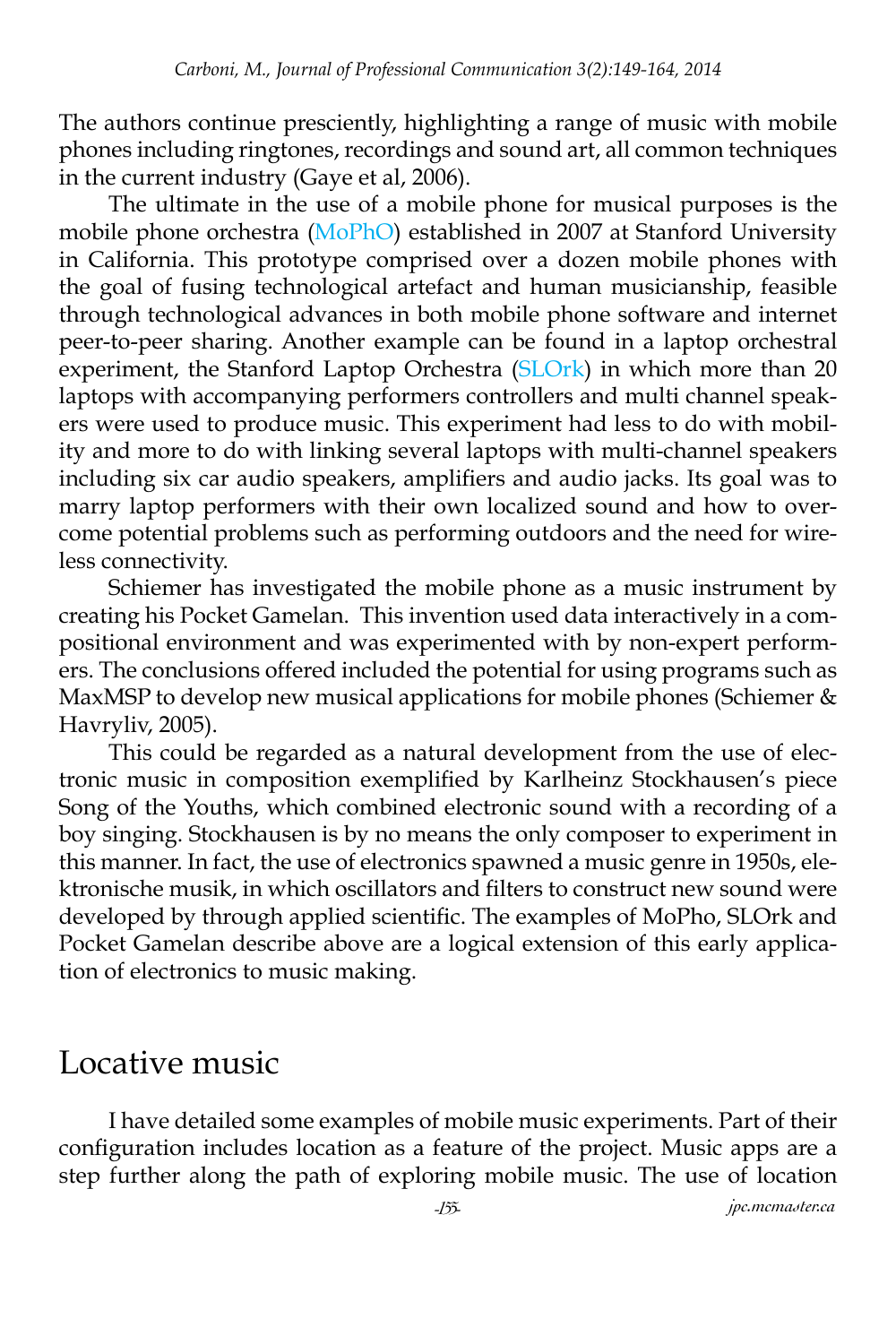The authors continue presciently, highlighting a range of music with mobile phones including ringtones, recordings and sound art, all common techniques in the current industry (Gaye et al, 2006).

The ultimate in the use of a mobile phone for musical purposes is the mobile phone orchestra (MoPhO) established in 2007 at Stanford University in California. This prototype comprised over a dozen mobile phones with the goal of fusing technological artefact and human musicianship, feasible through technological advances in both mobile phone software and internet peer-to-peer sharing. Another example can be found in a laptop orchestral experiment, the Stanford Laptop Orchestra (SLOrk) in which more than 20 laptops with accompanying performers controllers and multi channel speakers were used to produce music. This experiment had less to do with mobility and more to do with linking several laptops with multi-channel speakers including six car audio speakers, amplifiers and audio jacks. Its goal was to marry laptop performers with their own localized sound and how to overcome potential problems such as performing outdoors and the need for wireless connectivity.

Schiemer has investigated the mobile phone as a music instrument by creating his Pocket Gamelan. This invention used data interactively in a compositional environment and was experimented with by non-expert performers. The conclusions offered included the potential for using programs such as MaxMSP to develop new musical applications for mobile phones (Schiemer & Havryliv, 2005).

This could be regarded as a natural development from the use of electronic music in composition exemplified by Karlheinz Stockhausen's piece Song of the Youths, which combined electronic sound with a recording of a boy singing. Stockhausen is by no means the only composer to experiment in this manner. In fact, the use of electronics spawned a music genre in 1950s, elektronische musik, in which oscillators and filters to construct new sound were developed by through applied scientific. The examples of MoPho, SLOrk and Pocket Gamelan describe above are a logical extension of this early application of electronics to music making.

## Locative music

I have detailed some examples of mobile music experiments. Part of their configuration includes location as a feature of the project. Music apps are a step further along the path of exploring mobile music. The use of location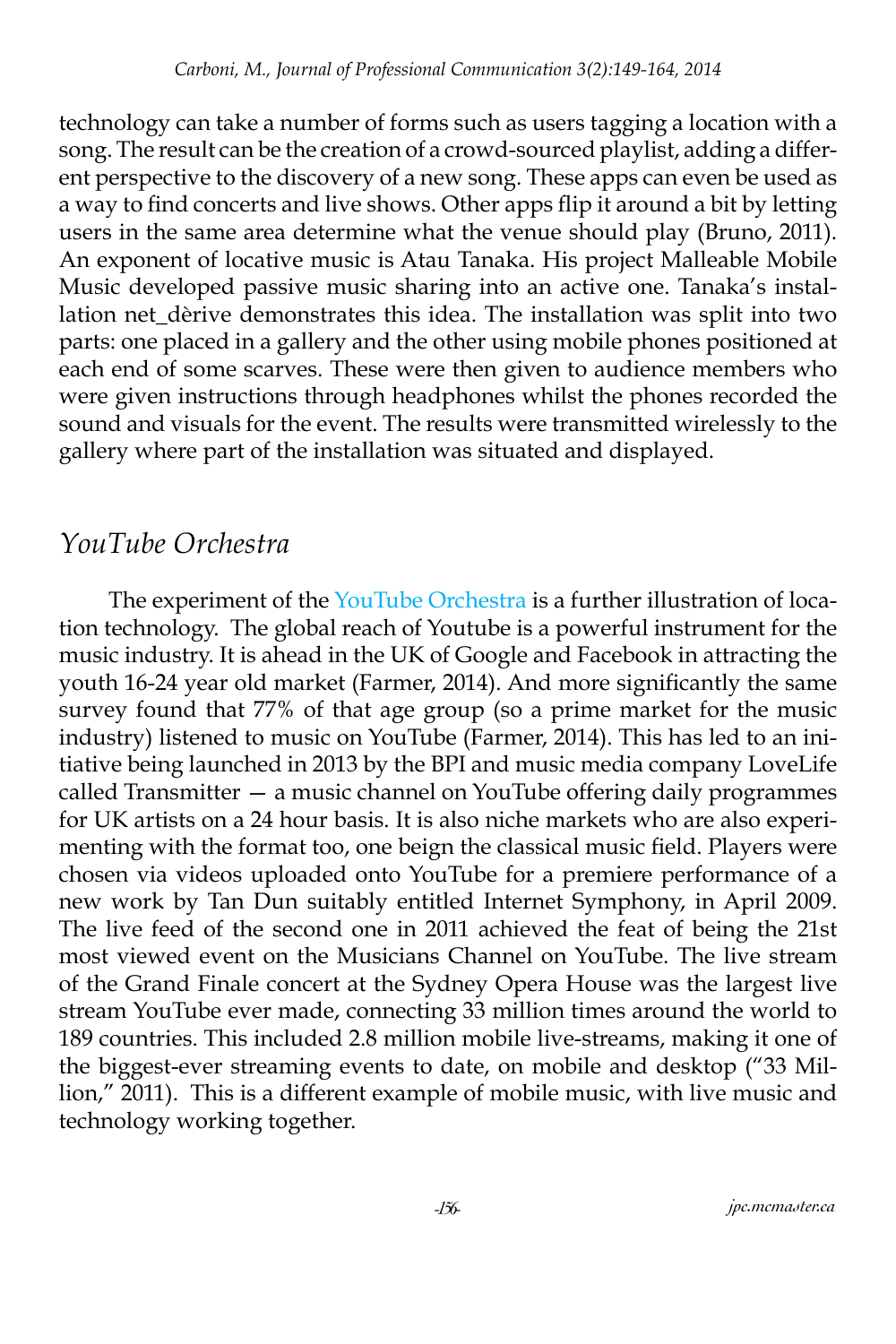technology can take a number of forms such as users tagging a location with a song. The result can be the creation of a crowd-sourced playlist, adding a different perspective to the discovery of a new song. These apps can even be used as a way to find concerts and live shows. Other apps flip it around a bit by letting users in the same area determine what the venue should play (Bruno, 2011). An exponent of locative music is Atau Tanaka. His project Malleable Mobile Music developed passive music sharing into an active one. Tanaka's installation net_dèrive demonstrates this idea. The installation was split into two parts: one placed in a gallery and the other using mobile phones positioned at each end of some scarves. These were then given to audience members who were given instructions through headphones whilst the phones recorded the sound and visuals for the event. The results were transmitted wirelessly to the gallery where part of the installation was situated and displayed.

## *YouTube Orchestra*

The experiment of the YouTube Orchestra is a further illustration of location technology. The global reach of Youtube is a powerful instrument for the music industry. It is ahead in the UK of Google and Facebook in attracting the youth 16-24 year old market (Farmer, 2014). And more significantly the same survey found that 77% of that age group (so a prime market for the music industry) listened to music on YouTube (Farmer, 2014). This has led to an initiative being launched in 2013 by the BPI and music media company LoveLife called Transmitter — a music channel on YouTube offering daily programmes for UK artists on a 24 hour basis. It is also niche markets who are also experimenting with the format too, one beign the classical music field. Players were chosen via videos uploaded onto YouTube for a premiere performance of a new work by Tan Dun suitably entitled Internet Symphony, in April 2009. The live feed of the second one in 2011 achieved the feat of being the 21st most viewed event on the Musicians Channel on YouTube. The live stream of the Grand Finale concert at the Sydney Opera House was the largest live stream YouTube ever made, connecting 33 million times around the world to 189 countries. This included 2.8 million mobile live-streams, making it one of the biggest-ever streaming events to date, on mobile and desktop ("33 Million," 2011). This is a different example of mobile music, with live music and technology working together.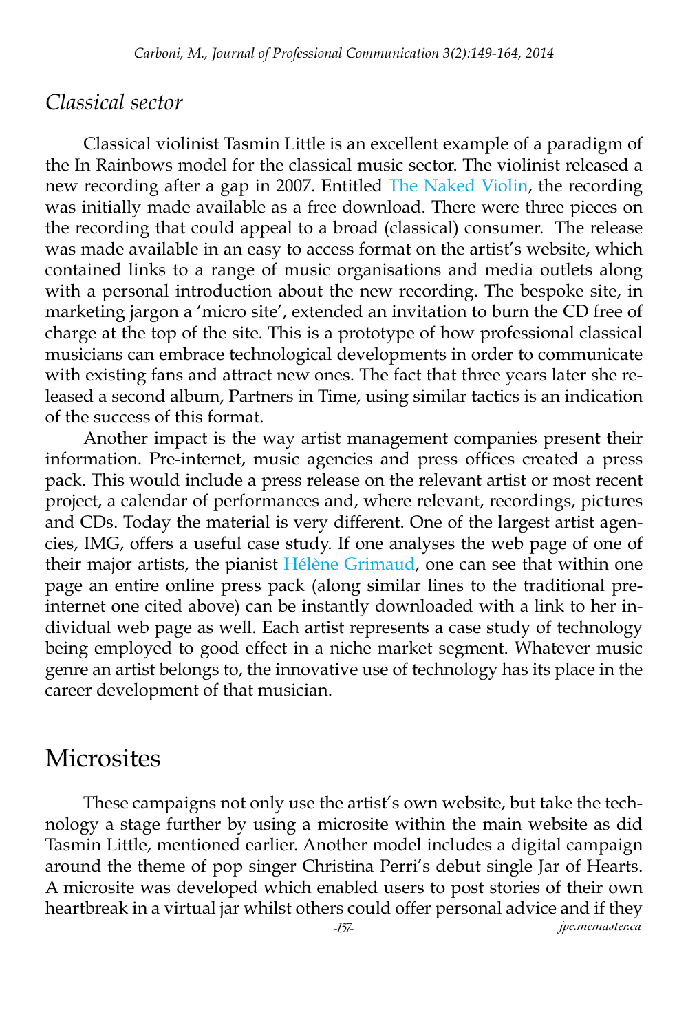### *Classical sector*

Classical violinist Tasmin Little is an excellent example of a paradigm of the In Rainbows model for the classical music sector. The violinist released a new recording after a gap in 2007. Entitled The Naked Violin, the recording was initially made available as a free download. There were three pieces on the recording that could appeal to a broad (classical) consumer. The release was made available in an easy to access format on the artist's website, which contained links to a range of music organisations and media outlets along with a personal introduction about the new recording. The bespoke site, in marketing jargon a 'micro site', extended an invitation to burn the CD free of charge at the top of the site. This is a prototype of how professional classical musicians can embrace technological developments in order to communicate with existing fans and attract new ones. The fact that three years later she released a second album, Partners in Time, using similar tactics is an indication of the success of this format.

Another impact is the way artist management companies present their information. Pre-internet, music agencies and press offices created a press pack. This would include a press release on the relevant artist or most recent project, a calendar of performances and, where relevant, recordings, pictures and CDs. Today the material is very different. One of the largest artist agencies, IMG, offers a useful case study. If one analyses the web page of one of their major artists, the pianist Hélène Grimaud, one can see that within one page an entire online press pack (along similar lines to the traditional pre-internet one cited above) can be instantly downloaded with a link to her individual web page as well. Each artist represents a case study of technology being employed to good effect in a niche market segment. Whatever music genre an artist belongs to, the innovative use of technology has its place in the career development of that musician.

## Microsites

These campaigns not only use the artist's own website, but take the technology a stage further by using a microsite within the main website as did Tasmin Little, mentioned earlier. Another model includes a digital campaign around the theme of pop singer Christina Perri's debut single Jar of Hearts. A microsite was developed which enabled users to post stories of their own heartbreak in a virtual jar whilst others could offer personal advice and if they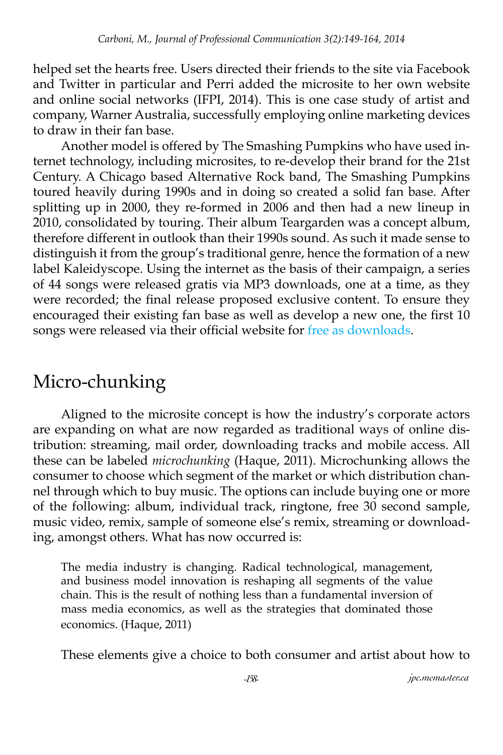helped set the hearts free. Users directed their friends to the site via Facebook and Twitter in particular and Perri added the microsite to her own website and online social networks (IFPI, 2014). This is one case study of artist and company, Warner Australia, successfully employing online marketing devices to draw in their fan base.

Another model is offered by The Smashing Pumpkins who have used internet technology, including microsites, to re-develop their brand for the 21st Century. A Chicago based Alternative Rock band, The Smashing Pumpkins toured heavily during 1990s and in doing so created a solid fan base. After splitting up in 2000, they re-formed in 2006 and then had a new lineup in 2010, consolidated by touring. Their album Teargarden was a concept album, therefore different in outlook than their 1990s sound. As such it made sense to distinguish it from the group's traditional genre, hence the formation of a new label Kaleidyscope. Using the internet as the basis of their campaign, a series of 44 songs were released gratis via MP3 downloads, one at a time, as they were recorded; the final release proposed exclusive content. To ensure they encouraged their existing fan base as well as develop a new one, the first 10 songs were released via their official website for free as downloads.

## Micro-chunking

Aligned to the microsite concept is how the industry's corporate actors are expanding on what are now regarded as traditional ways of online distribution: streaming, mail order, downloading tracks and mobile access. All these can be labeled *microchunking* (Haque, 2011). Microchunking allows the consumer to choose which segment of the market or which distribution channel through which to buy music. The options can include buying one or more of the following: album, individual track, ringtone, free 30 second sample, music video, remix, sample of someone else's remix, streaming or downloading, amongst others. What has now occurred is:

> The media industry is changing. Radical technological, management, and business model innovation is reshaping all segments of the value chain. This is the result of nothing less than a fundamental inversion of mass media economics, as well as the strategies that dominated those economics. (Haque, 2011)

These elements give a choice to both consumer and artist about how to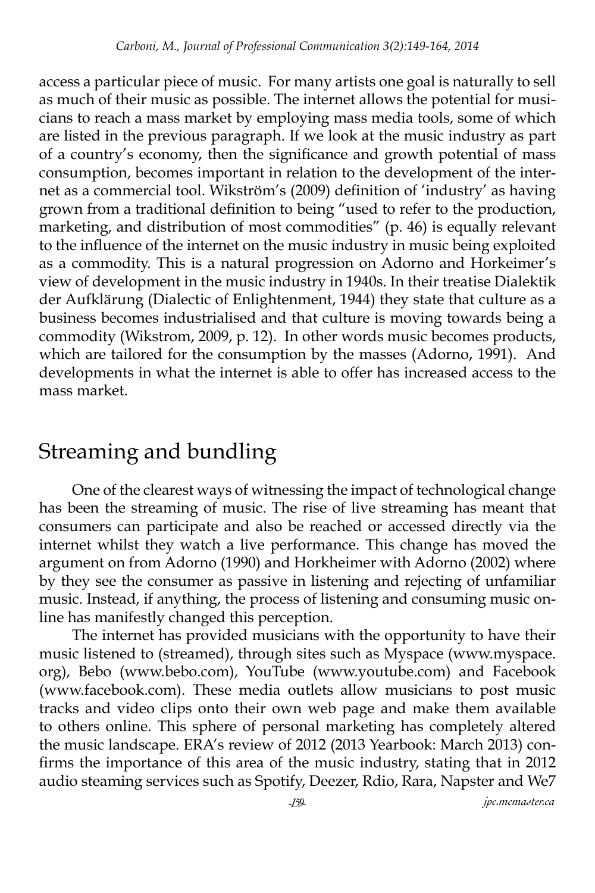access a particular piece of music. For many artists one goal is naturally to sell as much of their music as possible. The internet allows the potential for musicians to reach a mass market by employing mass media tools, some of which are listed in the previous paragraph. If we look at the music industry as part of a country's economy, then the significance and growth potential of mass consumption, becomes important in relation to the development of the internet as a commercial tool. Wikström's (2009) definition of 'industry' as having grown from a traditional definition to being "used to refer to the production, marketing, and distribution of most commodities" (p. 46) is equally relevant to the influence of the internet on the music industry in music being exploited as a commodity. This is a natural progression on Adorno and Horkeimer's view of development in the music industry in 1940s. In their treatise Dialektik der Aufklärung (Dialectic of Enlightenment, 1944) they state that culture as a business becomes industrialised and that culture is moving towards being a commodity (Wikstrom, 2009, p. 12). In other words music becomes products, which are tailored for the consumption by the masses (Adorno, 1991). And developments in what the internet is able to offer has increased access to the mass market.

## Streaming and bundling

One of the clearest ways of witnessing the impact of technological change has been the streaming of music. The rise of live streaming has meant that consumers can participate and also be reached or accessed directly via the internet whilst they watch a live performance. This change has moved the argument on from Adorno (1990) and Horkheimer with Adorno (2002) where by they see the consumer as passive in listening and rejecting of unfamiliar music. Instead, if anything, the process of listening and consuming music online has manifestly changed this perception.

The internet has provided musicians with the opportunity to have their music listened to (streamed), through sites such as Myspace (www.myspace.org), Bebo (www.bebo.com), YouTube (www.youtube.com) and Facebook (www.facebook.com). These media outlets allow musicians to post music tracks and video clips onto their own web page and make them available to others online. This sphere of personal marketing has completely altered the music landscape. ERA's review of 2012 (2013 Yearbook: March 2013) confirms the importance of this area of the music industry, stating that in 2012 audio steaming services such as Spotify, Deezer, Rdio, Rara, Napster and We7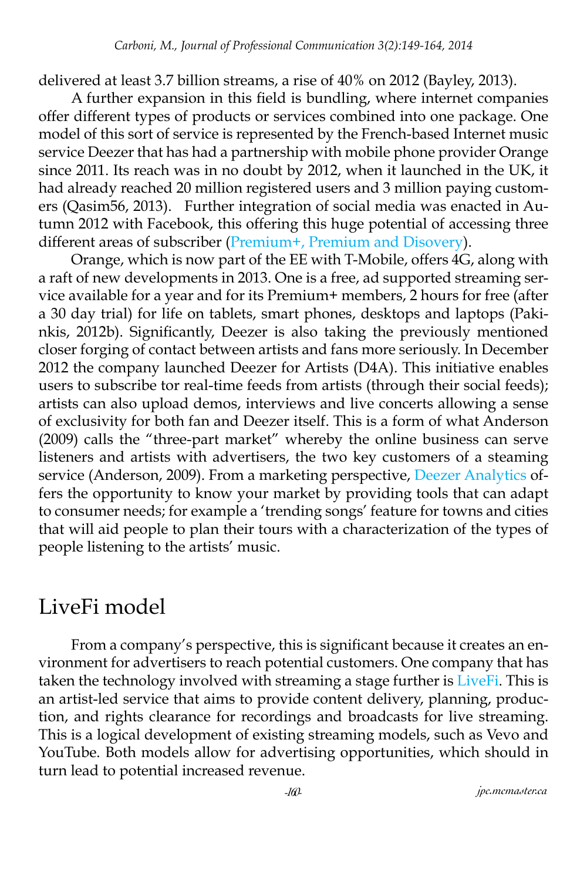delivered at least 3.7 billion streams, a rise of 40% on 2012 (Bayley, 2013).

A further expansion in this field is bundling, where internet companies offer different types of products or services combined into one package. One model of this sort of service is represented by the French-based Internet music service Deezer that has had a partnership with mobile phone provider Orange since 2011. Its reach was in no doubt by 2012, when it launched in the UK, it had already reached 20 million registered users and 3 million paying customers (Qasim56, 2013). Further integration of social media was enacted in Autumn 2012 with Facebook, this offering this huge potential of accessing three different areas of subscriber (Premium+, Premium and Disovery).

Orange, which is now part of the EE with T-Mobile, offers 4G, along with a raft of new developments in 2013. One is a free, ad supported streaming service available for a year and for its Premium+ members, 2 hours for free (after a 30 day trial) for life on tablets, smart phones, desktops and laptops (Pakinkis, 2012b). Significantly, Deezer is also taking the previously mentioned closer forging of contact between artists and fans more seriously. In December 2012 the company launched Deezer for Artists (D4A). This initiative enables users to subscribe tor real-time feeds from artists (through their social feeds); artists can also upload demos, interviews and live concerts allowing a sense of exclusivity for both fan and Deezer itself. This is a form of what Anderson (2009) calls the "three-part market" whereby the online business can serve listeners and artists with advertisers, the two key customers of a steaming service (Anderson, 2009). From a marketing perspective, Deezer Analytics offers the opportunity to know your market by providing tools that can adapt to consumer needs; for example a 'trending songs' feature for towns and cities that will aid people to plan their tours with a characterization of the types of people listening to the artists' music.

## LiveFi model

From a company's perspective, this is significant because it creates an environment for advertisers to reach potential customers. One company that has taken the technology involved with streaming a stage further is LiveFi. This is an artist-led service that aims to provide content delivery, planning, production, and rights clearance for recordings and broadcasts for live streaming. This is a logical development of existing streaming models, such as Vevo and YouTube. Both models allow for advertising opportunities, which should in turn lead to potential increased revenue.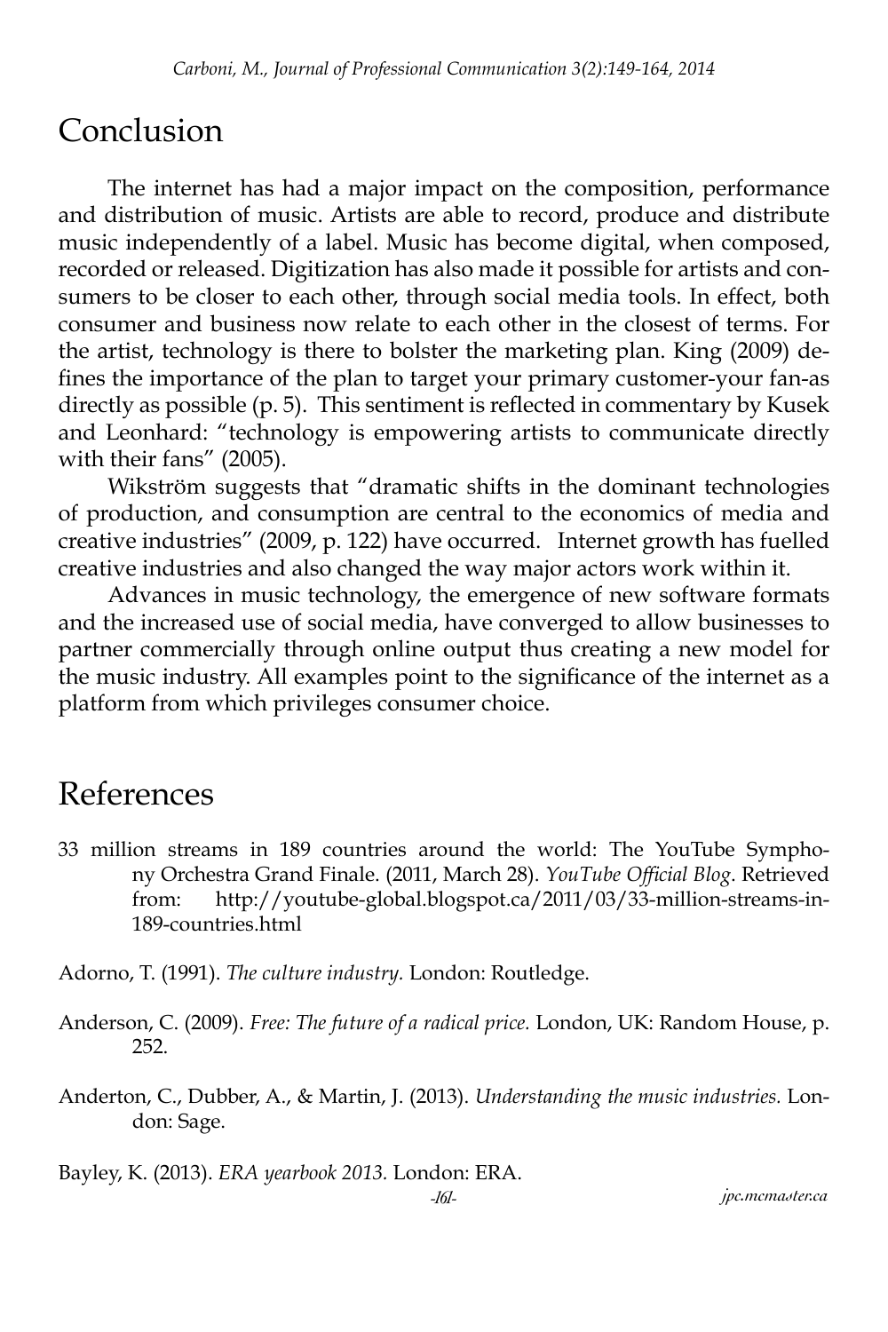## Conclusion

The internet has had a major impact on the composition, performance and distribution of music. Artists are able to record, produce and distribute music independently of a label. Music has become digital, when composed, recorded or released. Digitization has also made it possible for artists and consumers to be closer to each other, through social media tools. In effect, both consumer and business now relate to each other in the closest of terms. For the artist, technology is there to bolster the marketing plan. King (2009) defines the importance of the plan to target your primary customer-your fan-as directly as possible (p. 5). This sentiment is reflected in commentary by Kusek and Leonhard: "technology is empowering artists to communicate directly with their fans" (2005).

Wikström suggests that "dramatic shifts in the dominant technologies of production, and consumption are central to the economics of media and creative industries" (2009, p. 122) have occurred. Internet growth has fuelled creative industries and also changed the way major actors work within it.

Advances in music technology, the emergence of new software formats and the increased use of social media, have converged to allow businesses to partner commercially through online output thus creating a new model for the music industry. All examples point to the significance of the internet as a platform from which privileges consumer choice.

## References

33 million streams in 189 countries around the world: The YouTube Symphony Orchestra Grand Finale. (2011, March 28). *YouTube Official Blog*. Retrieved from: http://youtube-global.blogspot.ca/2011/03/33-million-streams-in-189-countries.html

Adorno, T. (1991). *The culture industry.* London: Routledge.

Anderson, C. (2009). *Free: The future of a radical price.* London, UK: Random House, p. 252.

Anderton, C., Dubber, A., & Martin, J. (2013). *Understanding the music industries.* London: Sage.

Bayley, K. (2013). *ERA yearbook 2013.* London: ERA.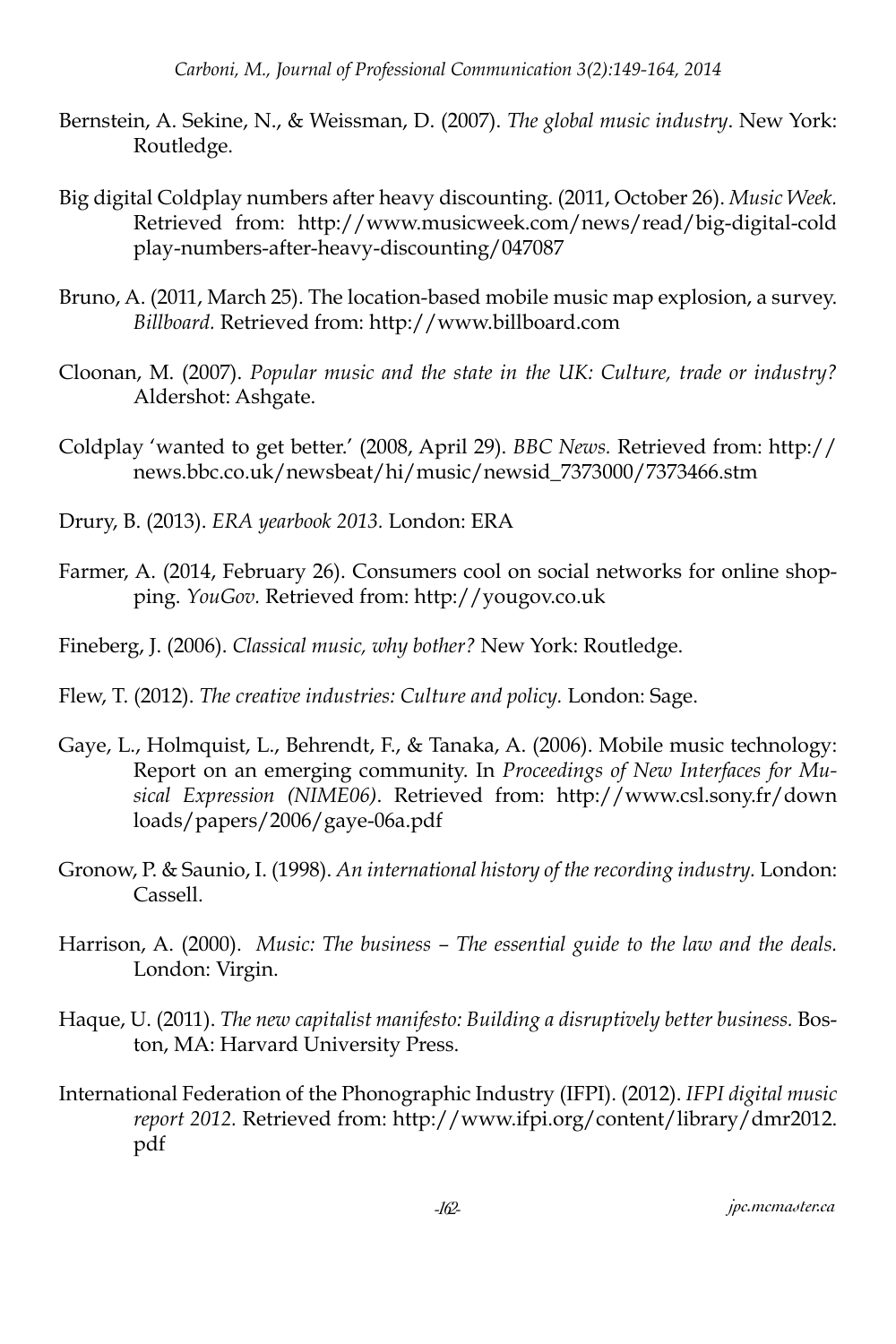Bernstein, A. Sekine, N., & Weissman, D. (2007). *The global music industry*. New York: Routledge.

Big digital Coldplay numbers after heavy discounting. (2011, October 26). *Music Week.* Retrieved from: http://www.musicweek.com/news/read/big-digital-coldplay-numbers-after-heavy-discounting/047087

Bruno, A. (2011, March 25). The location-based mobile music map explosion, a survey. *Billboard.* Retrieved from: http://www.billboard.com

Cloonan, M. (2007). *Popular music and the state in the UK: Culture, trade or industry?* Aldershot: Ashgate.

Coldplay 'wanted to get better.' (2008, April 29). *BBC News.* Retrieved from: http://news.bbc.co.uk/newsbeat/hi/music/newsid_7373000/7373466.stm

Drury, B. (2013). *ERA yearbook 2013.* London: ERA

Farmer, A. (2014, February 26). Consumers cool on social networks for online shopping. *YouGov.* Retrieved from: http://yougov.co.uk

Fineberg, J. (2006). *Classical music, why bother?* New York: Routledge.

Flew, T. (2012). *The creative industries: Culture and policy.* London: Sage.

Gaye, L., Holmquist, L., Behrendt, F., & Tanaka, A. (2006). Mobile music technology: Report on an emerging community. In *Proceedings of New Interfaces for Musical Expression (NIME06)*. Retrieved from: http://www.csl.sony.fr/downloads/papers/2006/gaye-06a.pdf

Gronow, P. & Saunio, I. (1998). *An international history of the recording industry.* London: Cassell.

Harrison, A. (2000). *Music: The business – The essential guide to the law and the deals.* London: Virgin.

Haque, U. (2011). *The new capitalist manifesto: Building a disruptively better business.* Boston, MA: Harvard University Press.

International Federation of the Phonographic Industry (IFPI). (2012). *IFPI digital music report 2012.* Retrieved from: http://www.ifpi.org/content/library/dmr2012.pdf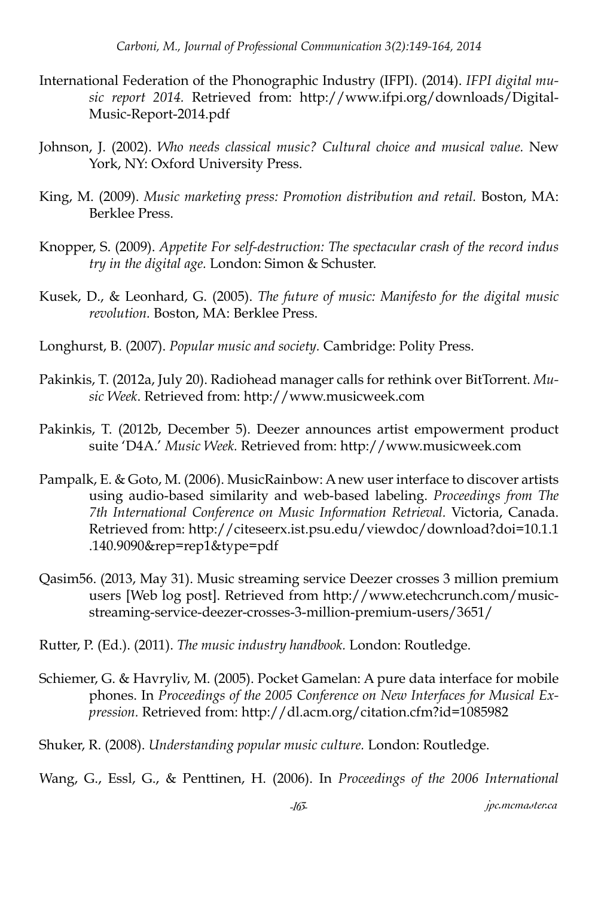International Federation of the Phonographic Industry (IFPI). (2014). *IFPI digital music report 2014.* Retrieved from: http://www.ifpi.org/downloads/Digital-Music-Report-2014.pdf

Johnson, J. (2002). *Who needs classical music? Cultural choice and musical value.* New York, NY: Oxford University Press.

King, M. (2009). *Music marketing press: Promotion distribution and retail.* Boston, MA: Berklee Press.

Knopper, S. (2009). *Appetite For self-destruction: The spectacular crash of the record industry in the digital age.* London: Simon & Schuster.

Kusek, D., & Leonhard, G. (2005). *The future of music: Manifesto for the digital music revolution.* Boston, MA: Berklee Press.

Longhurst, B. (2007). *Popular music and society.* Cambridge: Polity Press.

Pakinkis, T. (2012a, July 20). Radiohead manager calls for rethink over BitTorrent. *Music Week*. Retrieved from: http://www.musicweek.com

Pakinkis, T. (2012b, December 5). Deezer announces artist empowerment product suite 'D4A.' *Music Week.* Retrieved from: http://www.musicweek.com

Pampalk, E. & Goto, M. (2006). MusicRainbow: A new user interface to discover artists using audio-based similarity and web-based labeling. *Proceedings from The 7th International Conference on Music Information Retrieval.* Victoria, Canada. Retrieved from: http://citeseerx.ist.psu.edu/viewdoc/download?doi=10.1.1.140.9090&rep=rep1&type=pdf

Qasim56. (2013, May 31). Music streaming service Deezer crosses 3 million premium users [Web log post]. Retrieved from http://www.etechcrunch.com/music-streaming-service-deezer-crosses-3-million-premium-users/3651/

Rutter, P. (Ed.). (2011). *The music industry handbook.* London: Routledge.

Schiemer, G. & Havryliv, M. (2005). Pocket Gamelan: A pure data interface for mobile phones. In *Proceedings of the 2005 Conference on New Interfaces for Musical Expression.* Retrieved from: http://dl.acm.org/citation.cfm?id=1085982

Shuker, R. (2008). *Understanding popular music culture.* London: Routledge.

Wang, G., Essl, G., & Penttinen, H. (2006). In *Proceedings of the 2006 International*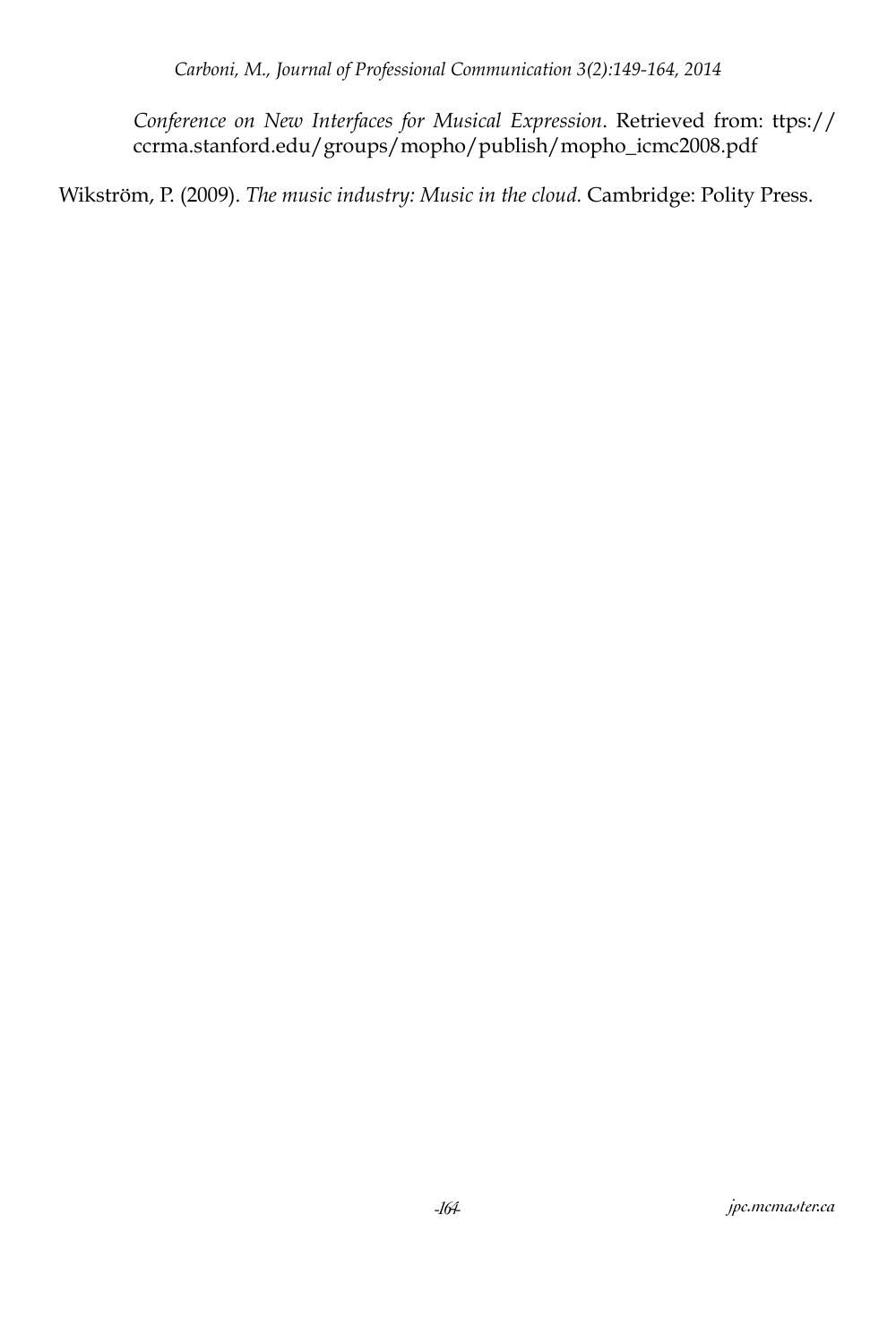*Conference on New Interfaces for Musical Expression*. Retrieved from: ttps:// ccrma.stanford.edu/groups/mopho/publish/mopho_icmc2008.pdf

Wikström, P. (2009). *The music industry: Music in the cloud.* Cambridge: Polity Press.